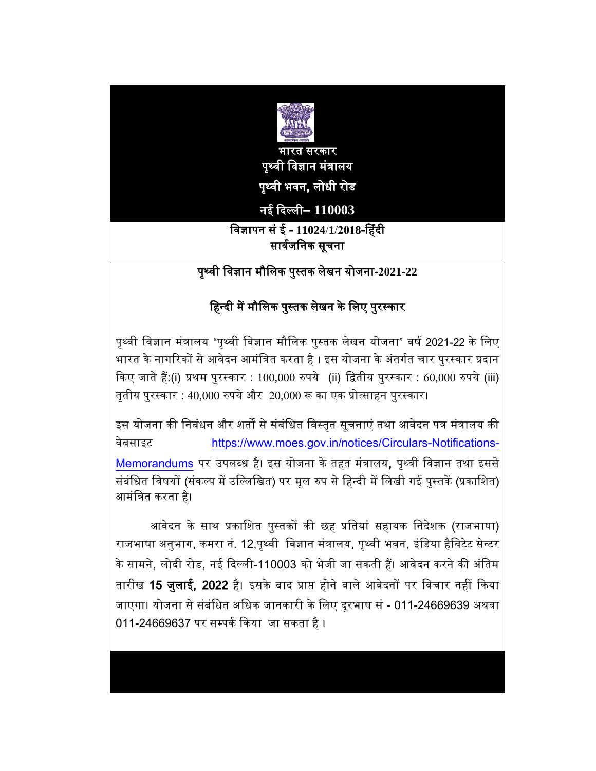**भारत सरकार**

**पृथ्वी विज्ञान मंत्रालय**

**पृथ्वी भवन, लोधी रोड**

**नई दिल्ली– 110003**

**विज्ञापन सं ई - 11024/1/2018-हिंदी**

**सार्वजनिक सूचना**

## पृथ्वी विज्ञान मौलिक पुस्तक लेखन योजना-2021-22

### हिन्दी में मौलिक पुस्तक लेखन के लिए पुरस्कार

पृथ्वी विज्ञान मंत्रालय "पृथ्वी विज्ञान मौलिक पुस्तक लेखन योजना" वर्ष 2021-22 के लिए भारत के नागरिकों से आवेदन आमंत्रित करता है । इस योजना के अंतर्गत चार पुरस्कार प्रदान किए जाते हैं:(i) प्रथम पुरस्कार : 100,000 रुपये (ii) द्वितीय पुरस्कार : 60,000 रुपये (iii) तृतीय पुरस्कार : 40,000 रुपये और 20,000 रू का एक प्रोत्साहन पुरस्कार।

इस योजना की निबंधन और शर्तों से संबंधित विस्तृत सूचनाएं तथा आवेदन पत्र मंत्रालय की वेबसाइट https://www.moes.gov.in/notices/Circulars-Notifications-Memorandums पर उपलब्ध है। इस योजना के तहत मंत्रालय, पृथ्वी विज्ञान तथा इससे संबंधित विषयों (संकल्प में उल्लिखित) पर मूल रुप से हिन्दी में लिखी गई पुस्तकें (प्रकाशित) आमंत्रित करता है।

आवेदन के साथ प्रकाशित पुस्तकों की छह प्रतियां सहायक निदेशक (राजभाषा) राजभाषा अनुभाग, कमरा नं. 12,पृथ्वी विज्ञान मंत्रालय, पृथ्वी भवन, इंडिया हैबिटेट सेन्टर के सामने, लोदी रोड, नई दिल्ली-110003 को भेजी जा सकती हैं। आवेदन करने की अंतिम तारीख **15 जुलाई, 2022** है। इसके बाद प्राप्त होने वाले आवेदनों पर विचार नहीं किया जाएगा। योजना से संबंधित अधिक जानकारी के लिए दूरभाष सं - 011-24669639 अथवा 011-24669637 पर सम्पर्क किया जा सकता है ।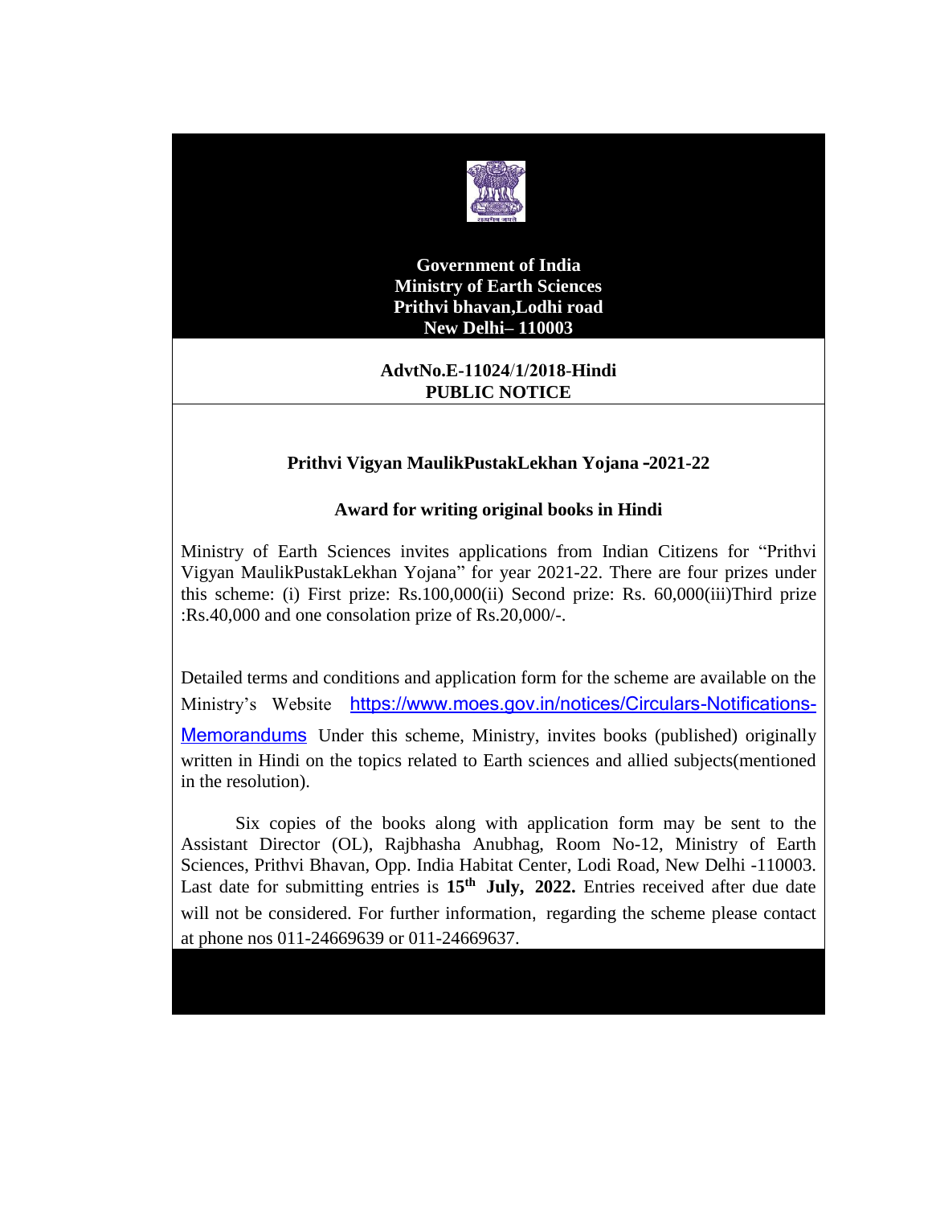**Government of India**
**Ministry of Earth Sciences**
**Prithvi bhavan,Lodhi road**
**New Delhi– 110003**

**AdvtNo.E-11024/1/2018-Hindi**
**PUBLIC NOTICE**

### Prithvi Vigyan MaulikPustakLekhan Yojana -2021-22

### Award for writing original books in Hindi

Ministry of Earth Sciences invites applications from Indian Citizens for "Prithvi Vigyan MaulikPustakLekhan Yojana" for year 2021-22. There are four prizes under this scheme: (i) First prize: Rs.100,000(ii) Second prize: Rs. 60,000(iii)Third prize :Rs.40,000 and one consolation prize of Rs.20,000/-.

Detailed terms and conditions and application form for the scheme are available on the Ministry's Website https://www.moes.gov.in/notices/Circulars-Notifications-Memorandums Under this scheme, Ministry, invites books (published) originally written in Hindi on the topics related to Earth sciences and allied subjects(mentioned in the resolution).

Six copies of the books along with application form may be sent to the Assistant Director (OL), Rajbhasha Anubhag, Room No-12, Ministry of Earth Sciences, Prithvi Bhavan, Opp. India Habitat Center, Lodi Road, New Delhi -110003. Last date for submitting entries is **15th July, 2022.** Entries received after due date will not be considered. For further information, regarding the scheme please contact at phone nos 011-24669639 or 011-24669637.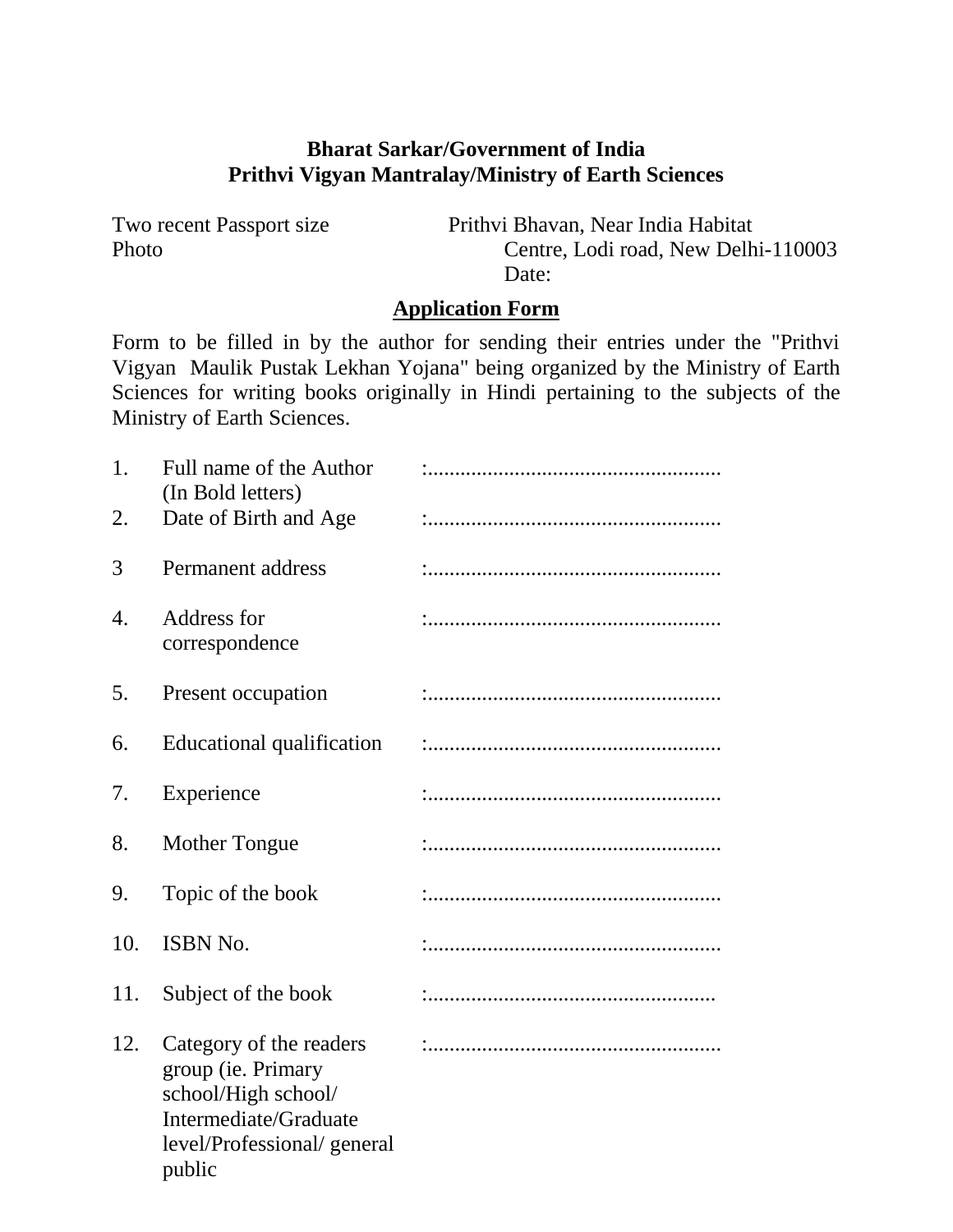**Bharat Sarkar/Government of India**
**Prithvi Vigyan Mantralay/Ministry of Earth Sciences**

Two recent Passport size Photo

Prithvi Bhavan, Near India Habitat Centre, Lodi road, New Delhi-110003
Date:

## <u>Application Form</u>

Form to be filled in by the author for sending their entries under the "Prithvi Vigyan Maulik Pustak Lekhan Yojana" being organized by the Ministry of Earth Sciences for writing books originally in Hindi pertaining to the subjects of the Ministry of Earth Sciences.

| | | |
|---|---|---|
| 1. | Full name of the Author (In Bold letters) | :...................................................... |
| 2. | Date of Birth and Age | :...................................................... |
| 3 | Permanent address | :...................................................... |
| 4. | Address for correspondence | :...................................................... |
| 5. | Present occupation | :...................................................... |
| 6. | Educational qualification | :...................................................... |
| 7. | Experience | :...................................................... |
| 8. | Mother Tongue | :...................................................... |
| 9. | Topic of the book | :...................................................... |
| 10. | ISBN No. | :...................................................... |
| 11. | Subject of the book | :..................................................... |
| 12. | Category of the readers group (ie. Primary school/High school/ Intermediate/Graduate level/Professional/ general public | :...................................................... |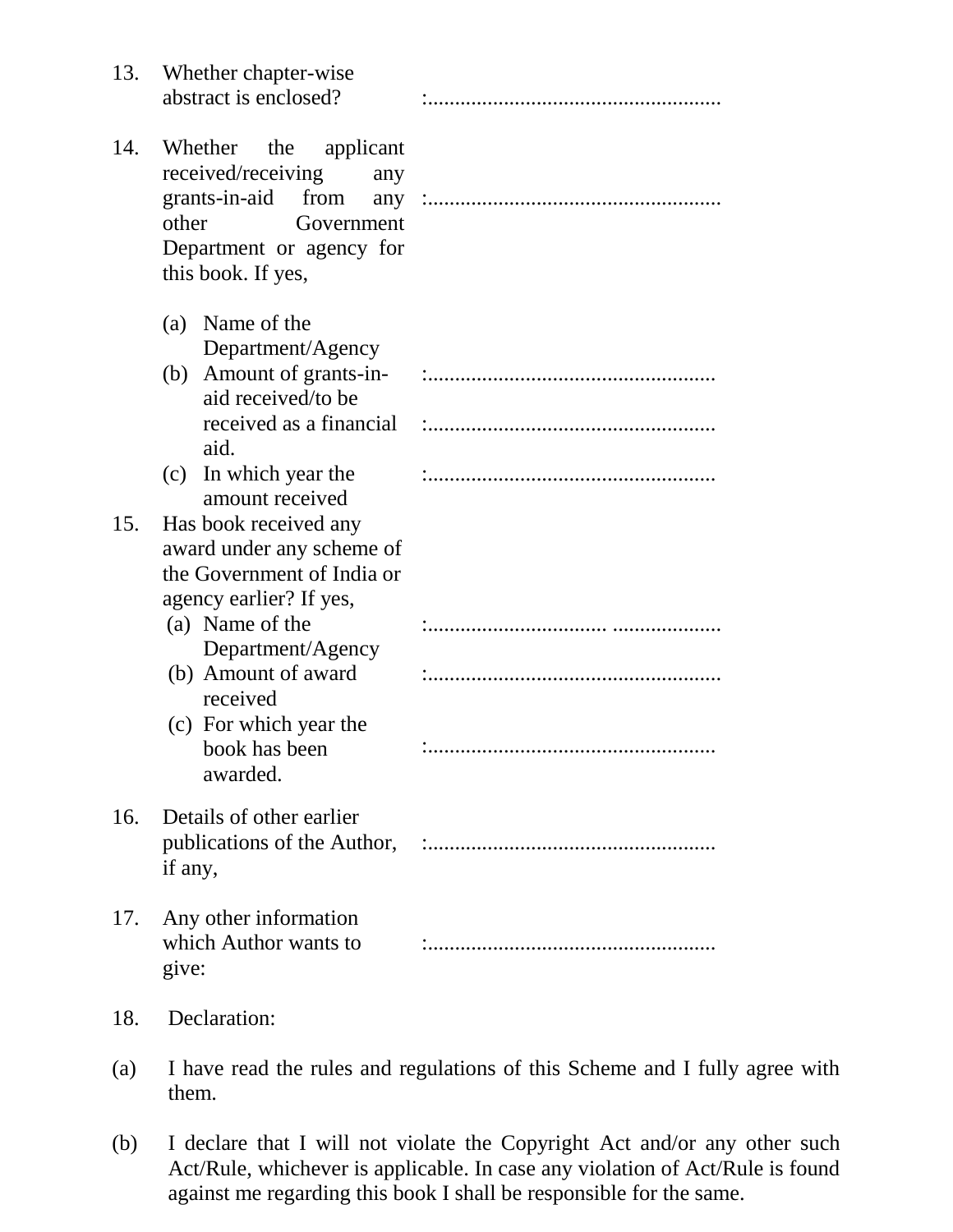13. Whether chapter-wise abstract is enclosed? :......................................................

14. Whether the applicant received/receiving any grants-in-aid from any other Government Department or agency for this book. If yes, :......................................................

    (a) Name of the Department/Agency :.....................................................
    (b) Amount of grants-in-aid received/to be received as a financial aid. :.....................................................
    (c) In which year the amount received :.....................................................

15. Has book received any award under any scheme of the Government of India or agency earlier? If yes,
    (a) Name of the Department/Agency :................................. ....................
    (b) Amount of award received :......................................................
    (c) For which year the book has been awarded. :.....................................................

16. Details of other earlier publications of the Author, if any, :.....................................................

17. Any other information which Author wants to give: :.....................................................

18. Declaration:

(a) I have read the rules and regulations of this Scheme and I fully agree with them.

(b) I declare that I will not violate the Copyright Act and/or any other such Act/Rule, whichever is applicable. In case any violation of Act/Rule is found against me regarding this book I shall be responsible for the same.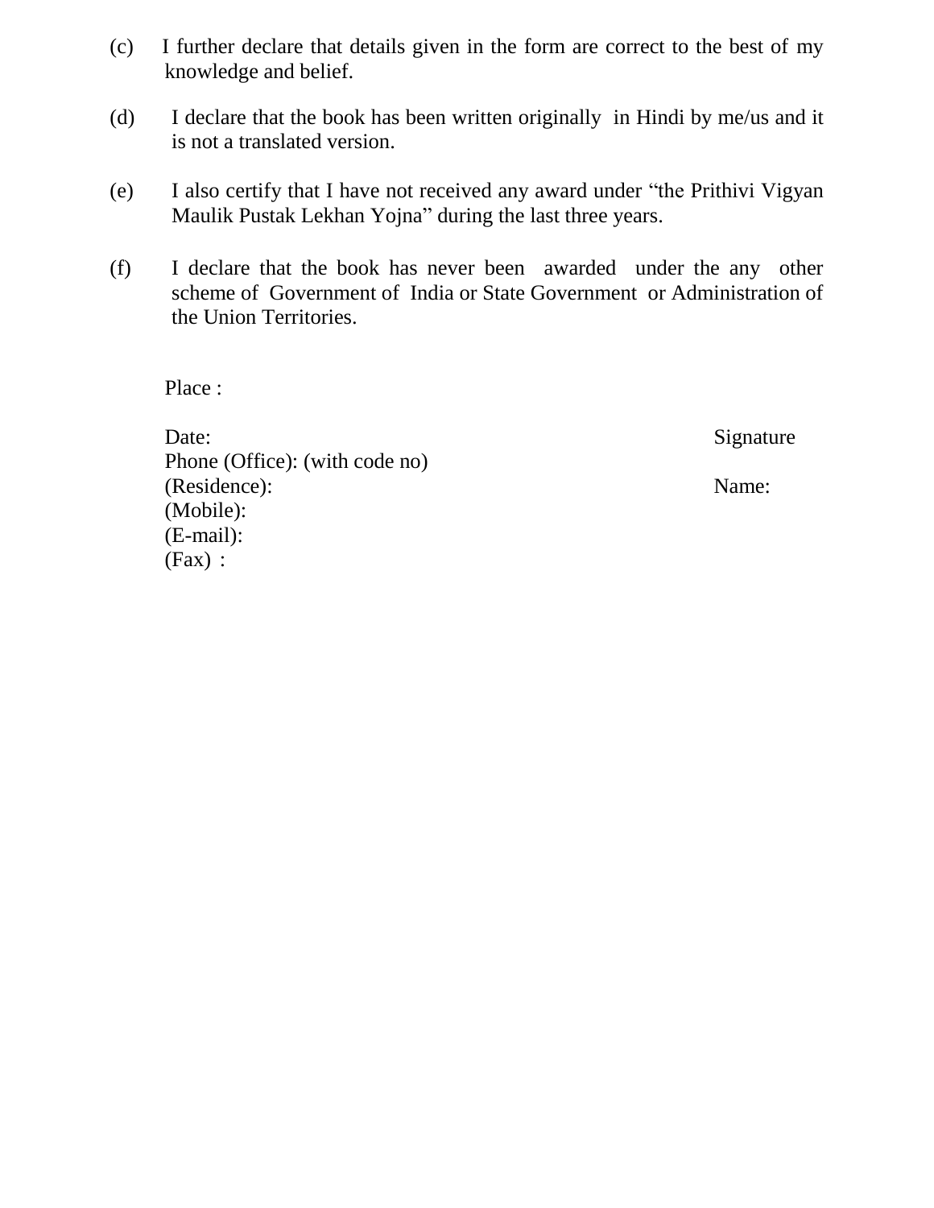(c) I further declare that details given in the form are correct to the best of my knowledge and belief.

(d) I declare that the book has been written originally in Hindi by me/us and it is not a translated version.

(e) I also certify that I have not received any award under "the Prithivi Vigyan Maulik Pustak Lekhan Yojna" during the last three years.

(f) I declare that the book has never been awarded under the any other scheme of Government of India or State Government or Administration of the Union Territories.

Place :

Date: Signature

Phone (Office): (with code no)

(Residence): Name:

(Mobile):

(E-mail):

(Fax) :